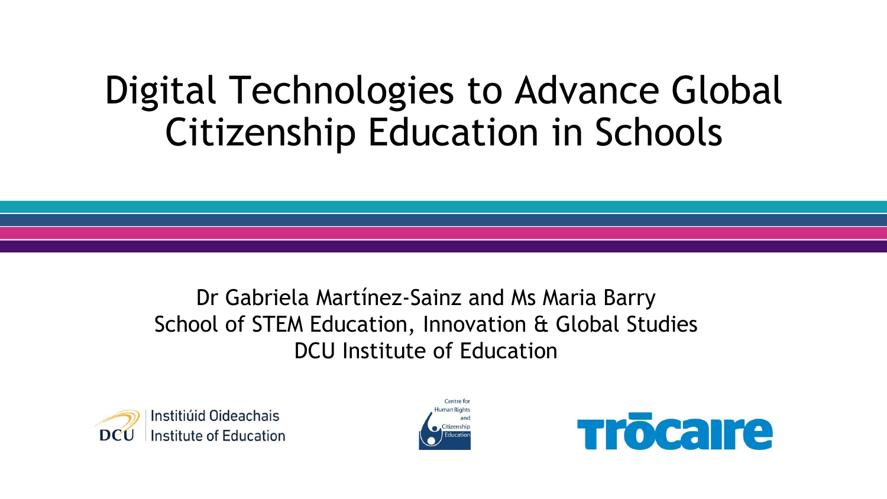# Digital Technologies to Advance Global Citizenship Education in Schools

Dr Gabriela Martínez-Sainz and Ms Maria Barry
School of STEM Education, Innovation & Global Studies
DCU Institute of Education

DCU Instititúid Oideachais Institute of Education

Centre for Human Rights and Citizenship Education

Trócaire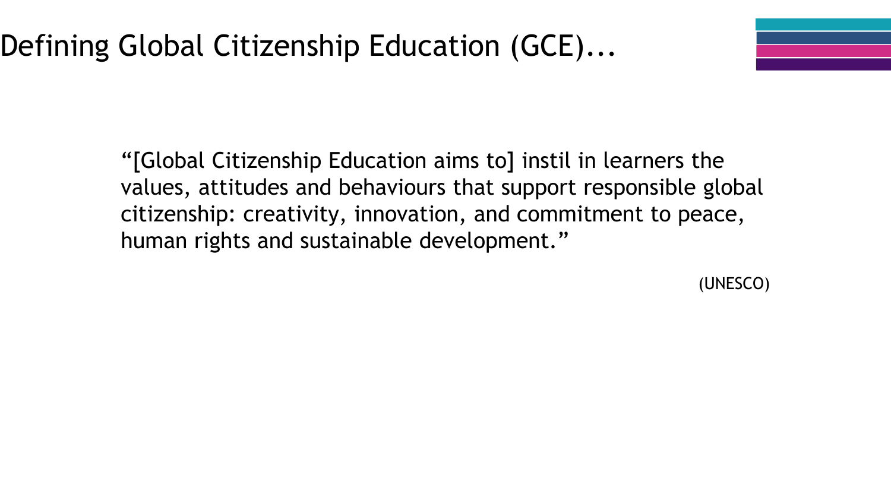# Defining Global Citizenship Education (GCE)...

> "[Global Citizenship Education aims to] instil in learners the values, attitudes and behaviours that support responsible global citizenship: creativity, innovation, and commitment to peace, human rights and sustainable development."
>
> (UNESCO)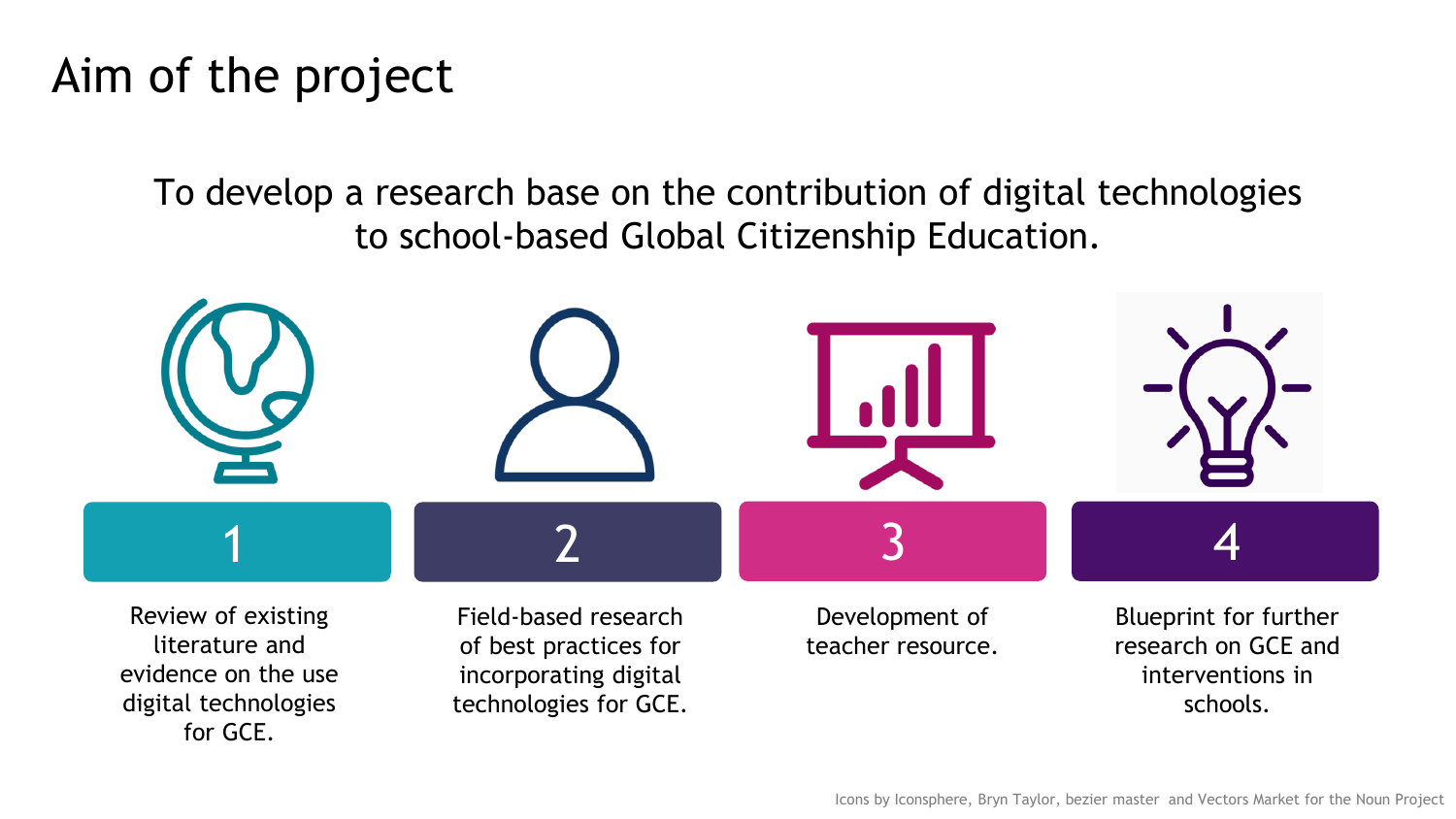# Aim of the project

To develop a research base on the contribution of digital technologies to school-based Global Citizenship Education.

1. Review of existing literature and evidence on the use digital technologies for GCE.
2. Field-based research of best practices for incorporating digital technologies for GCE.
3. Development of teacher resource.
4. Blueprint for further research on GCE and interventions in schools.

Icons by Iconsphere, Bryn Taylor, bezier master and Vectors Market for the Noun Project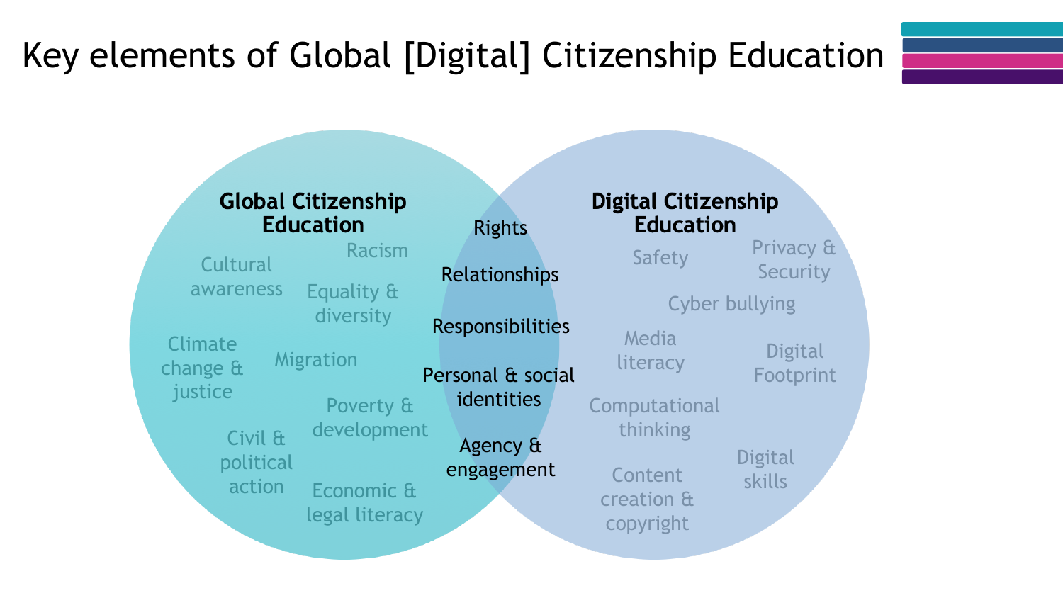# Key elements of Global [Digital] Citizenship Education

**Global Citizenship Education**

- Cultural awareness
- Racism
- Equality & diversity
- Climate change & justice
- Migration
- Poverty & development
- Civil & political action
- Economic & legal literacy

**Shared elements**

- Rights
- Relationships
- Responsibilities
- Personal & social identities
- Agency & engagement

**Digital Citizenship Education**

- Safety
- Privacy & Security
- Cyber bullying
- Media literacy
- Digital Footprint
- Computational thinking
- Digital skills
- Content creation & copyright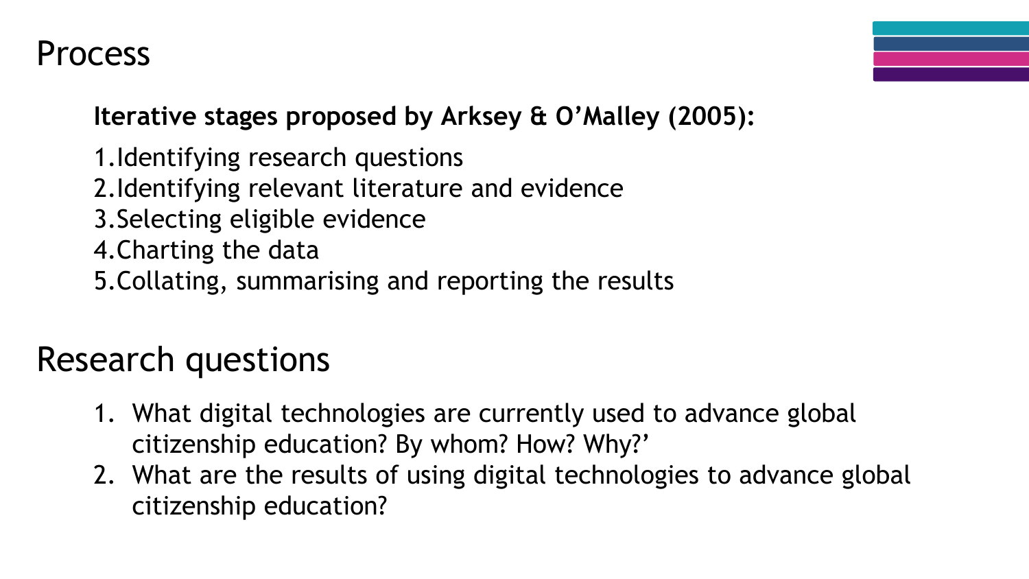# Process

**Iterative stages proposed by Arksey & O'Malley (2005):**

1. Identifying research questions
2. Identifying relevant literature and evidence
3. Selecting eligible evidence
4. Charting the data
5. Collating, summarising and reporting the results

# Research questions

1. What digital technologies are currently used to advance global citizenship education? By whom? How? Why?'
2. What are the results of using digital technologies to advance global citizenship education?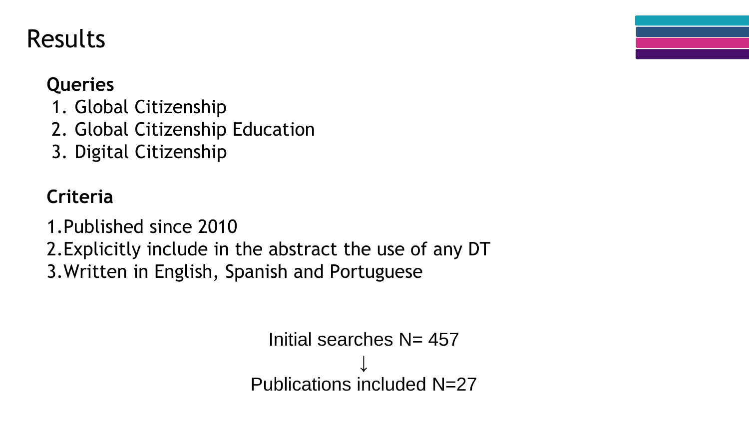# Results

**Queries**

1. Global Citizenship
2. Global Citizenship Education
3. Digital Citizenship

**Criteria**

1. Published since 2010
2. Explicitly include in the abstract the use of any DT
3. Written in English, Spanish and Portuguese

Initial searches N= 457

↓

Publications included N=27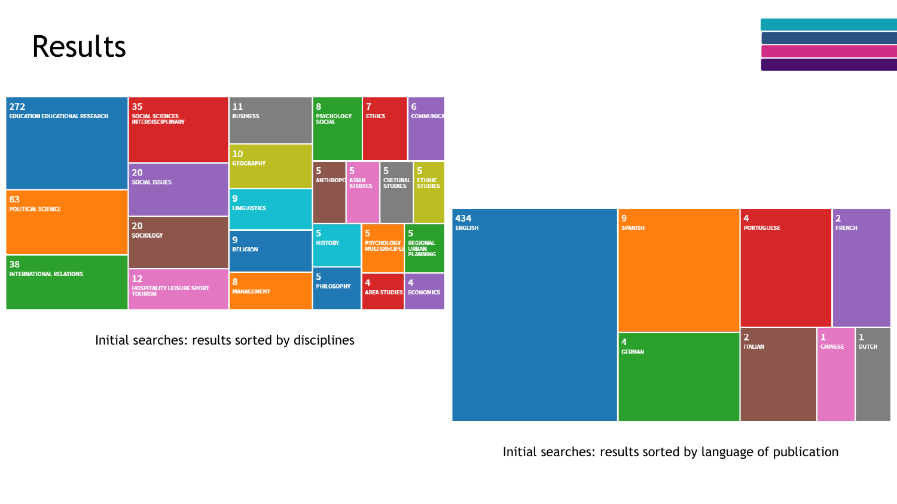# Results

| Discipline | Results |
| --- | --- |
| EDUCATION EDUCATIONAL RESEARCH | 272 |
| POLITICAL SCIENCE | 63 |
| INTERNATIONAL RELATIONS | 38 |
| SOCIAL SCIENCES INTERDISCIPLINARY | 35 |
| SOCIAL ISSUES | 20 |
| SOCIOLOGY | 20 |
| HOSPITALITY LEISURE SPORT TOURISM | 12 |
| BUSINESS | 11 |
| GEOGRAPHY | 10 |
| LINGUISTICS | 9 |
| RELIGION | 9 |
| MANAGEMENT | 8 |
| PSYCHOLOGY SOCIAL | 8 |
| ETHICS | 7 |
| COMMUNICA | 6 |
| ANTHROPO | 5 |
| ASIAN STUDIES | 5 |
| CULTURAL STUDIES | 5 |
| ETHNIC STUDIES | 5 |
| HISTORY | 5 |
| PSYCHOLOGY MULTIDISCIPLI | 5 |
| REGIONAL URBAN PLANNING | 5 |
| PHILOSOPHY | 5 |
| AREA STUDIES | 4 |
| ECONOMICS | 4 |

Initial searches: results sorted by disciplines

| Language | Results |
| --- | --- |
| ENGLISH | 434 |
| SPANISH | 9 |
| PORTUGUESE | 4 |
| GERMAN | 4 |
| FRENCH | 2 |
| ITALIAN | 2 |
| CHINESE | 1 |
| DUTCH | 1 |

Initial searches: results sorted by language of publication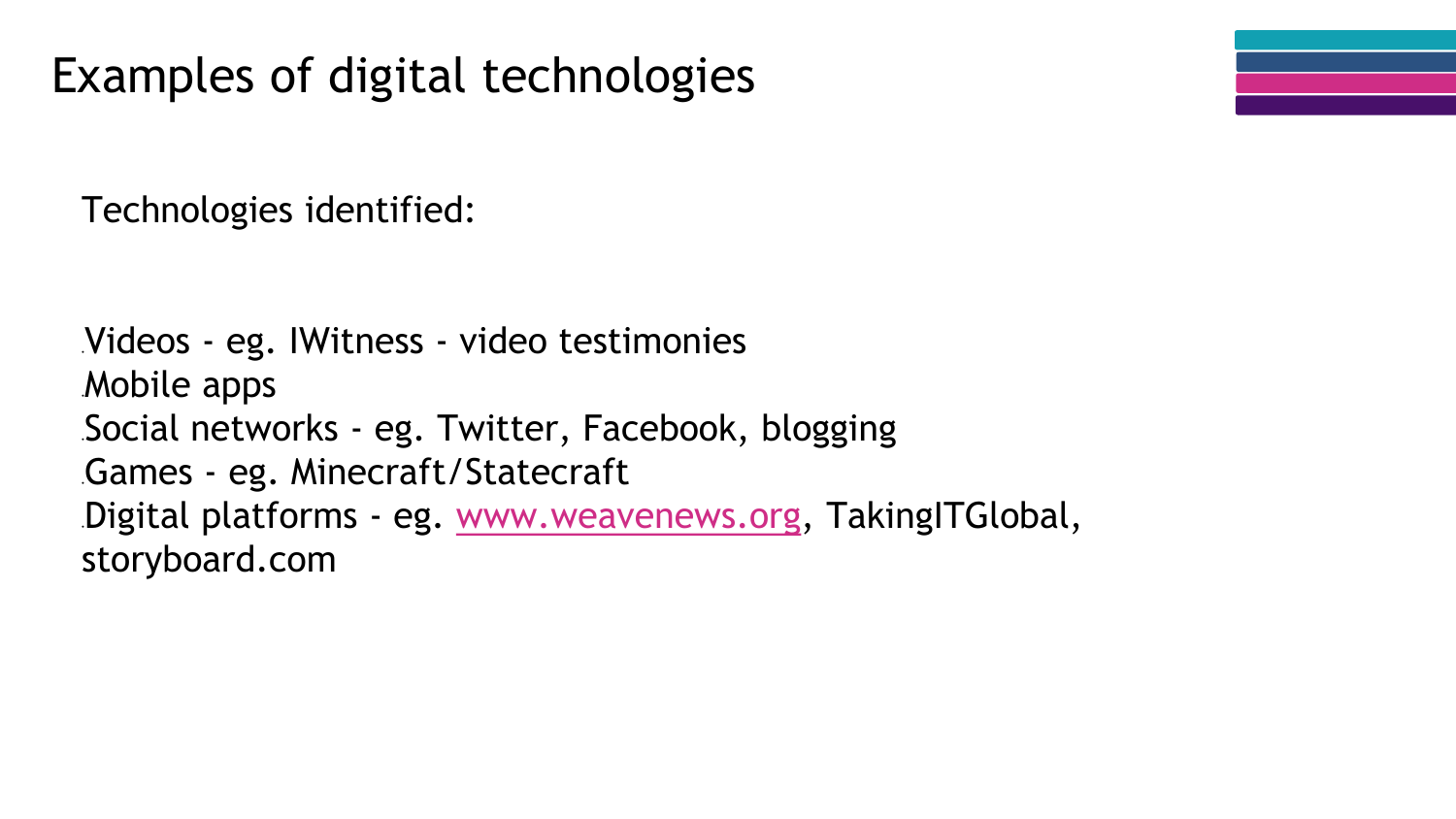# Examples of digital technologies

Technologies identified:

- Videos - eg. IWitness - video testimonies
- Mobile apps
- Social networks - eg. Twitter, Facebook, blogging
- Games - eg. Minecraft/Statecraft
- Digital platforms - eg. www.weavenews.org, TakingITGlobal, storyboard.com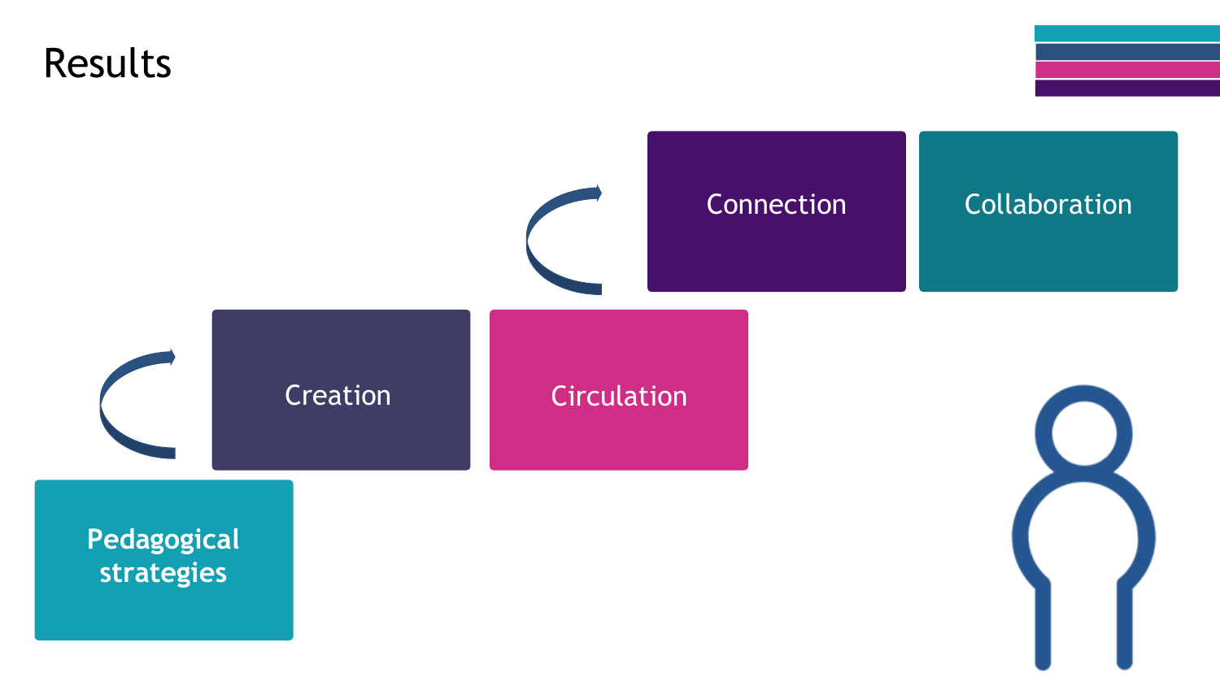# Results

Pedagogical strategies

Creation

Circulation

Connection

Collaboration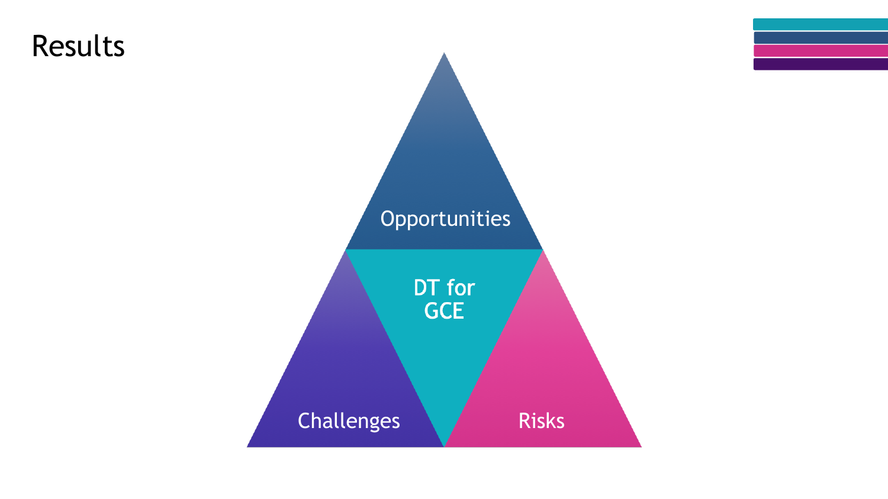# Results

Opportunities

DT for GCE

Challenges

Risks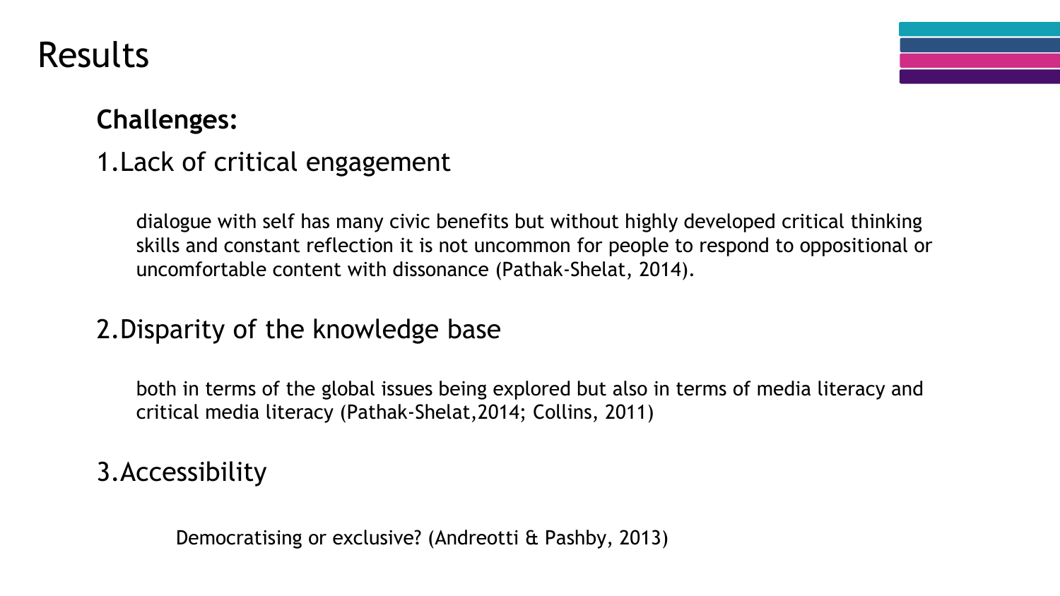# Results

**Challenges:**

1. Lack of critical engagement

dialogue with self has many civic benefits but without highly developed critical thinking skills and constant reflection it is not uncommon for people to respond to oppositional or uncomfortable content with dissonance (Pathak-Shelat, 2014).

2. Disparity of the knowledge base

both in terms of the global issues being explored but also in terms of media literacy and critical media literacy (Pathak-Shelat,2014; Collins, 2011)

3. Accessibility

Democratising or exclusive? (Andreotti & Pashby, 2013)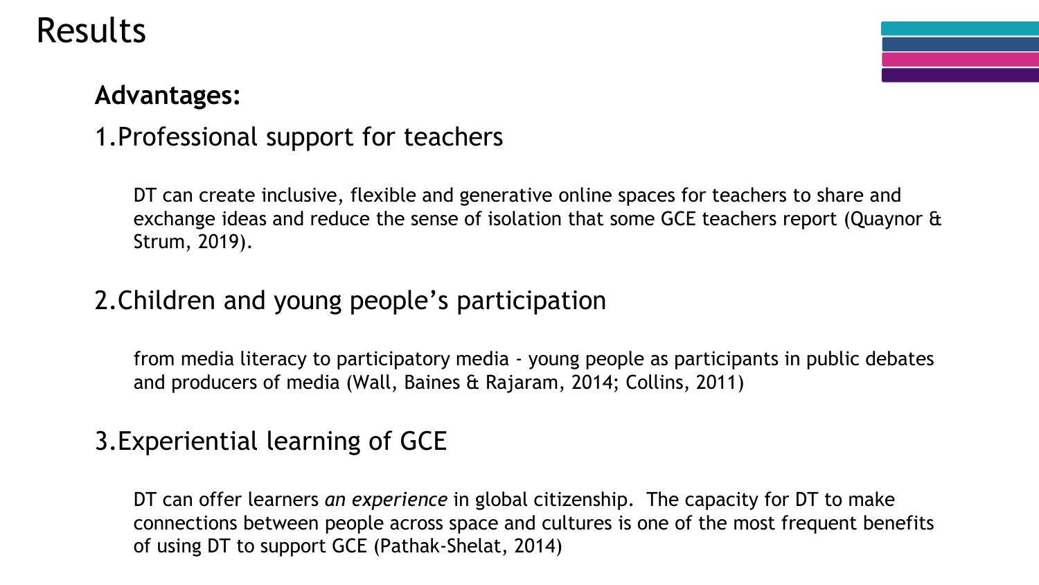# Results

**Advantages:**

1. Professional support for teachers

   DT can create inclusive, flexible and generative online spaces for teachers to share and exchange ideas and reduce the sense of isolation that some GCE teachers report (Quaynor & Strum, 2019).

2. Children and young people's participation

   from media literacy to participatory media - young people as participants in public debates and producers of media (Wall, Baines & Rajaram, 2014; Collins, 2011)

3. Experiential learning of GCE

   DT can offer learners *an experience* in global citizenship. The capacity for DT to make connections between people across space and cultures is one of the most frequent benefits of using DT to support GCE (Pathak-Shelat, 2014)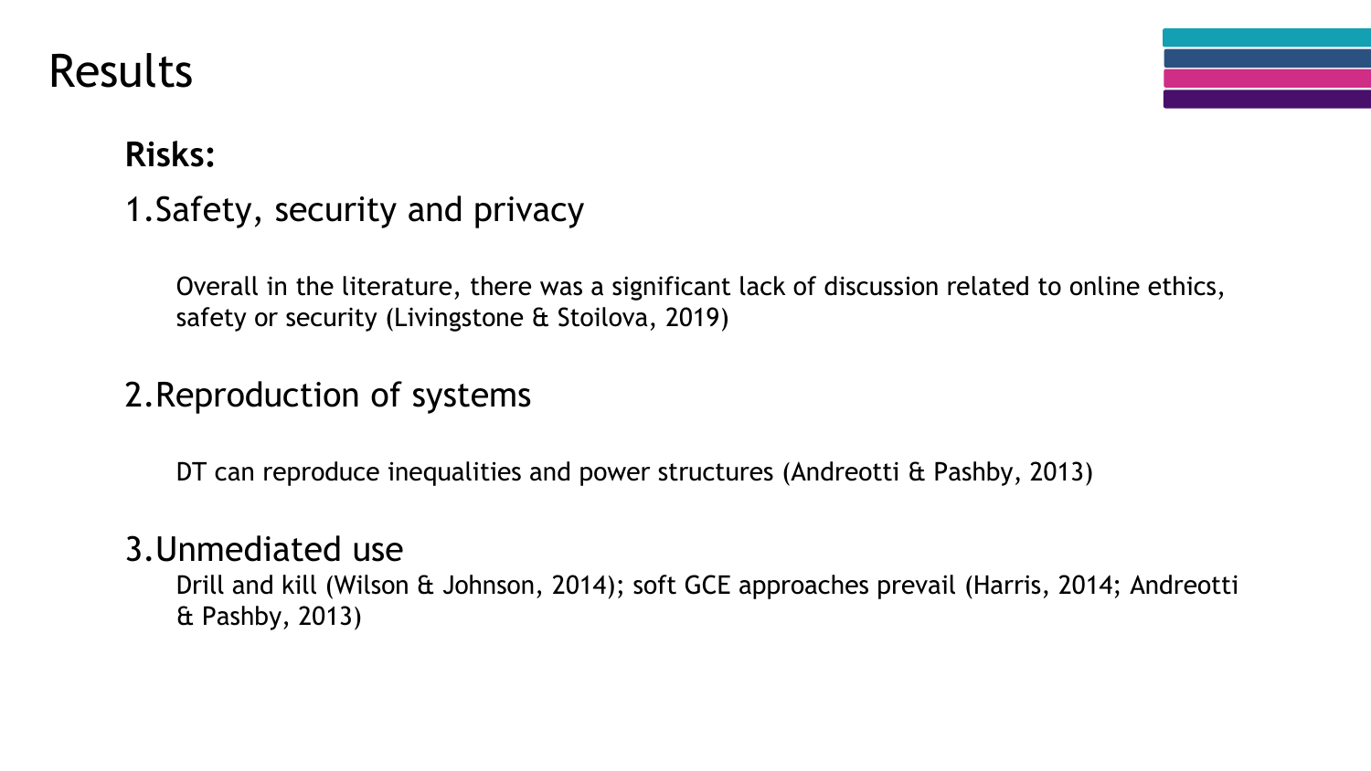# Results

**Risks:**

1. Safety, security and privacy

   Overall in the literature, there was a significant lack of discussion related to online ethics, safety or security (Livingstone & Stoilova, 2019)

2. Reproduction of systems

   DT can reproduce inequalities and power structures (Andreotti & Pashby, 2013)

3. Unmediated use

   Drill and kill (Wilson & Johnson, 2014); soft GCE approaches prevail (Harris, 2014; Andreotti & Pashby, 2013)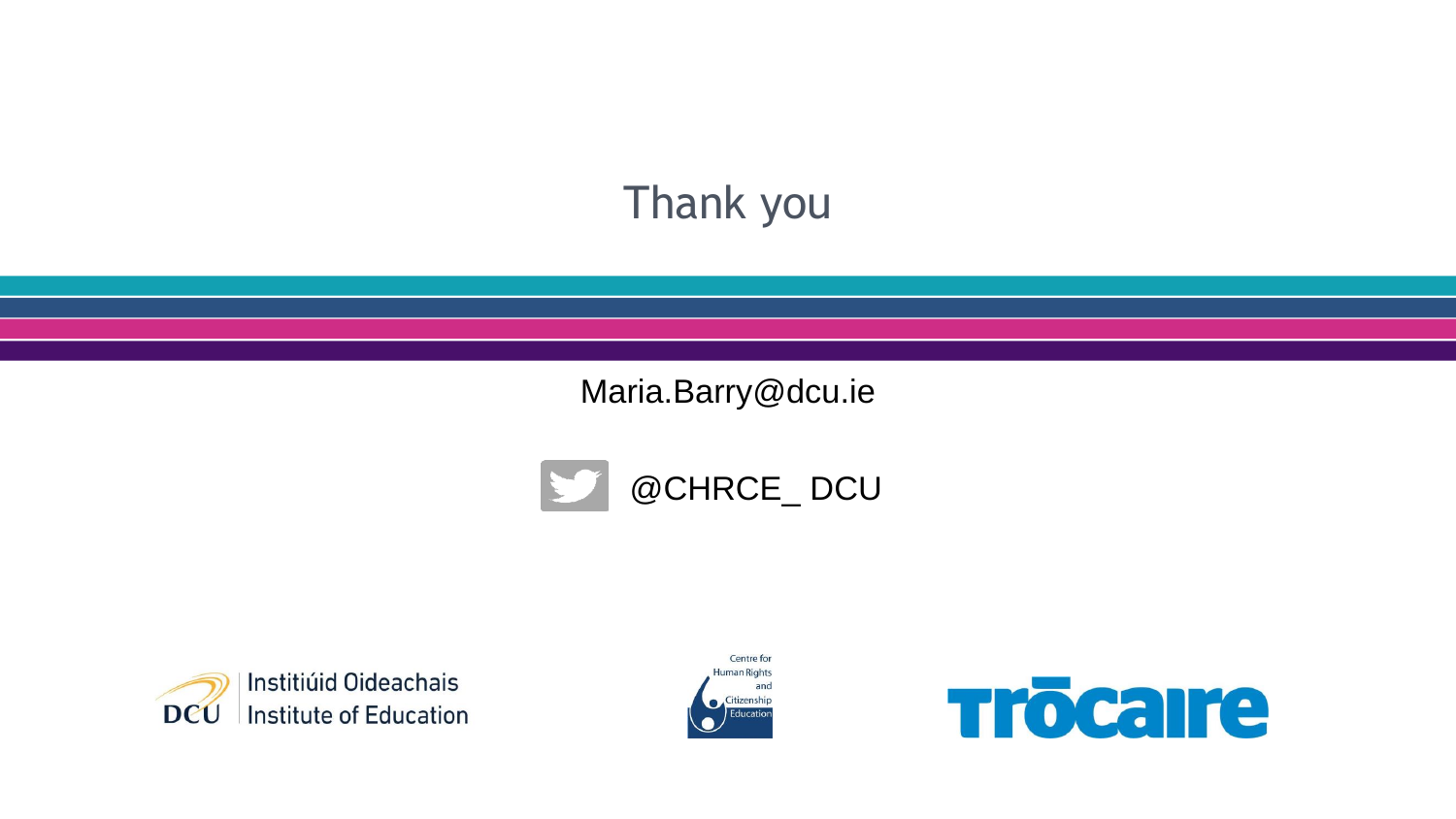# Thank you

Maria.Barry@dcu.ie

@CHRCE_ DCU

Institiúid Oideachais
Institute of Education

Centre for Human Rights and Citizenship Education

Trócaire